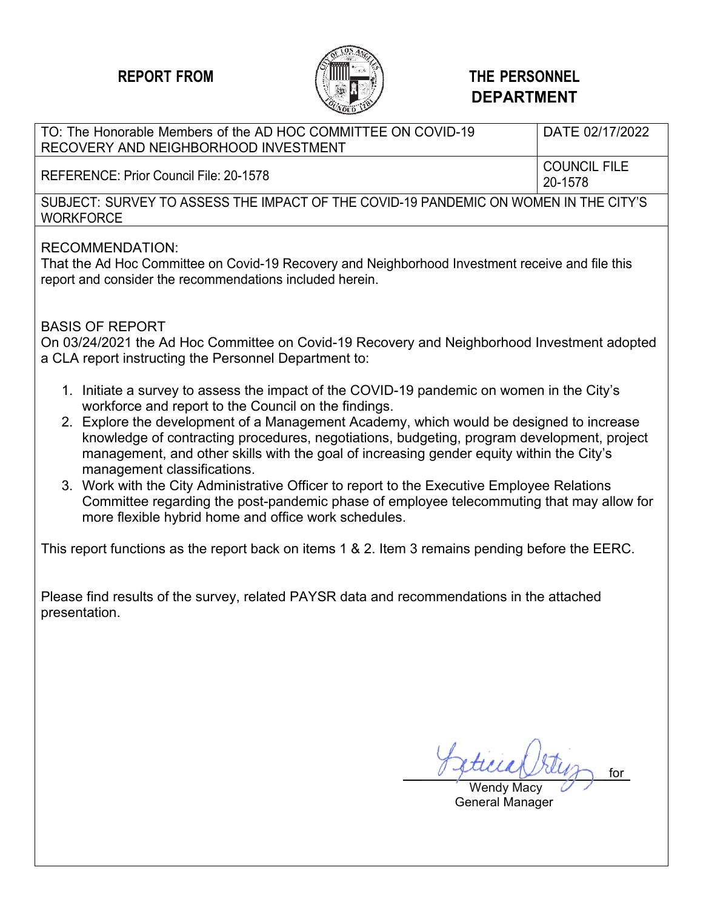**REPORT FROM** **THE PERSONNEL DEPARTMENT**

| TO: The Honorable Members of the AD HOC COMMITTEE ON COVID-19 RECOVERY AND NEIGHBORHOOD INVESTMENT | DATE 02/17/2022 |
| --- | --- |
| REFERENCE: Prior Council File: 20-1578 | COUNCIL FILE 20-1578 |

SUBJECT: SURVEY TO ASSESS THE IMPACT OF THE COVID-19 PANDEMIC ON WOMEN IN THE CITY'S WORKFORCE

RECOMMENDATION:
That the Ad Hoc Committee on Covid-19 Recovery and Neighborhood Investment receive and file this report and consider the recommendations included herein.

BASIS OF REPORT
On 03/24/2021 the Ad Hoc Committee on Covid-19 Recovery and Neighborhood Investment adopted a CLA report instructing the Personnel Department to:

1. Initiate a survey to assess the impact of the COVID-19 pandemic on women in the City's workforce and report to the Council on the findings.
2. Explore the development of a Management Academy, which would be designed to increase knowledge of contracting procedures, negotiations, budgeting, program development, project management, and other skills with the goal of increasing gender equity within the City's management classifications.
3. Work with the City Administrative Officer to report to the Executive Employee Relations Committee regarding the post-pandemic phase of employee telecommuting that may allow for more flexible hybrid home and office work schedules.

This report functions as the report back on items 1 & 2. Item 3 remains pending before the EERC.

Please find results of the survey, related PAYSR data and recommendations in the attached presentation.

Leticia Ortiz for
Wendy Macy
General Manager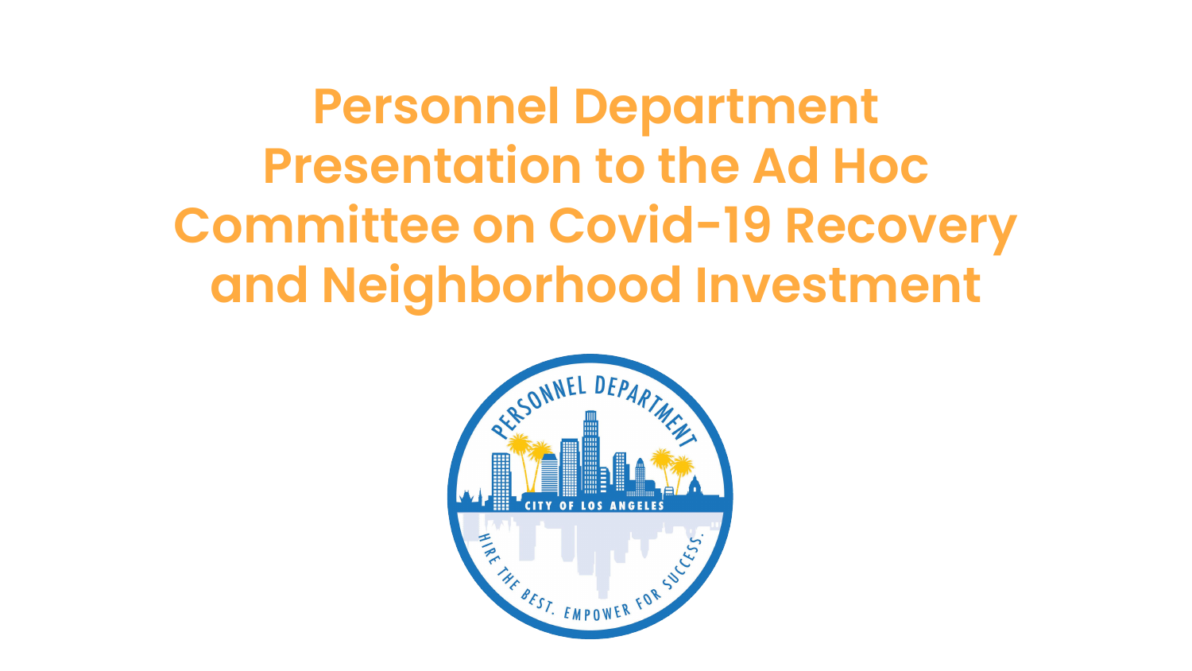# Personnel Department Presentation to the Ad Hoc Committee on Covid-19 Recovery and Neighborhood Investment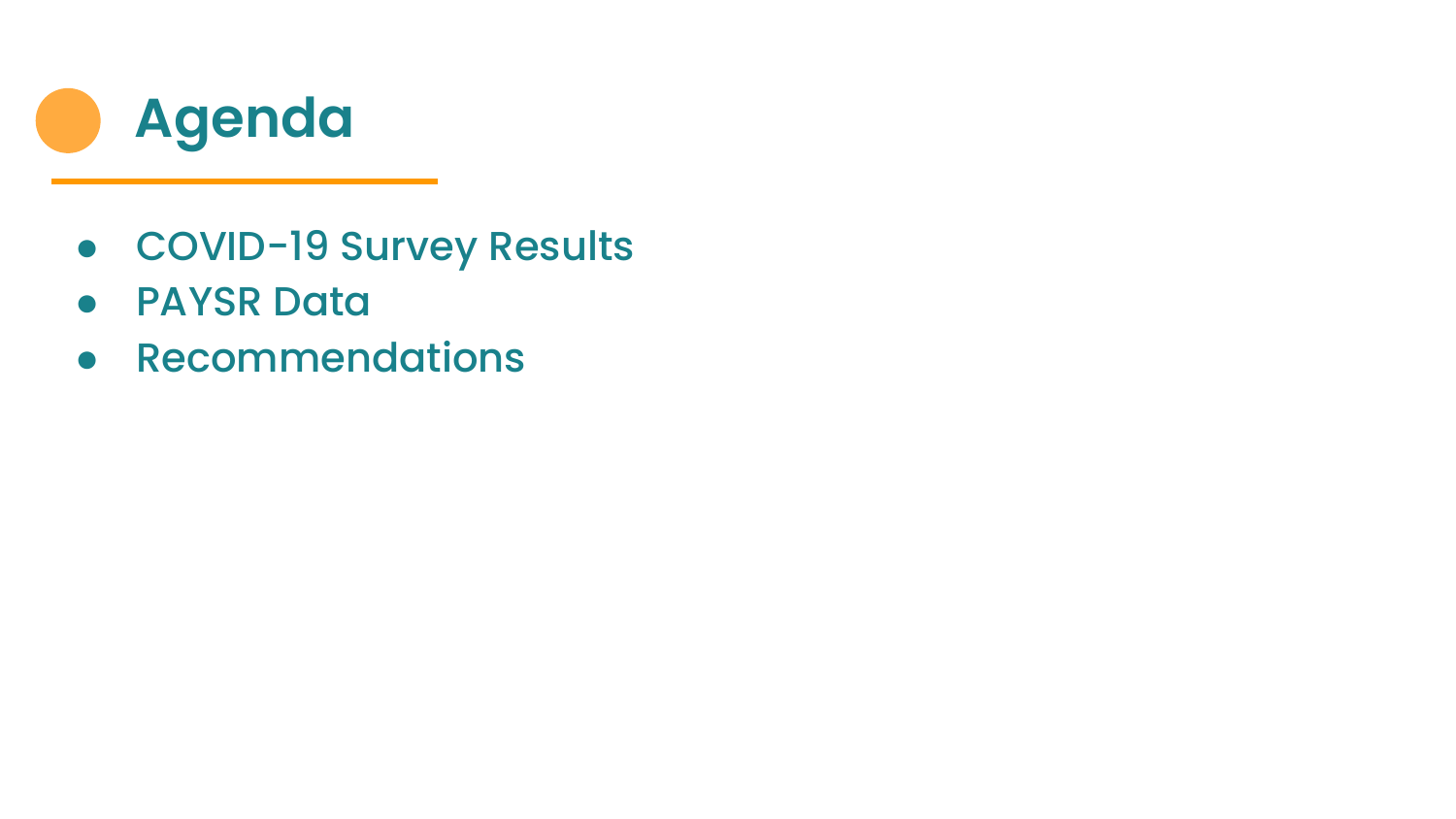# Agenda

- COVID-19 Survey Results
- PAYSR Data
- Recommendations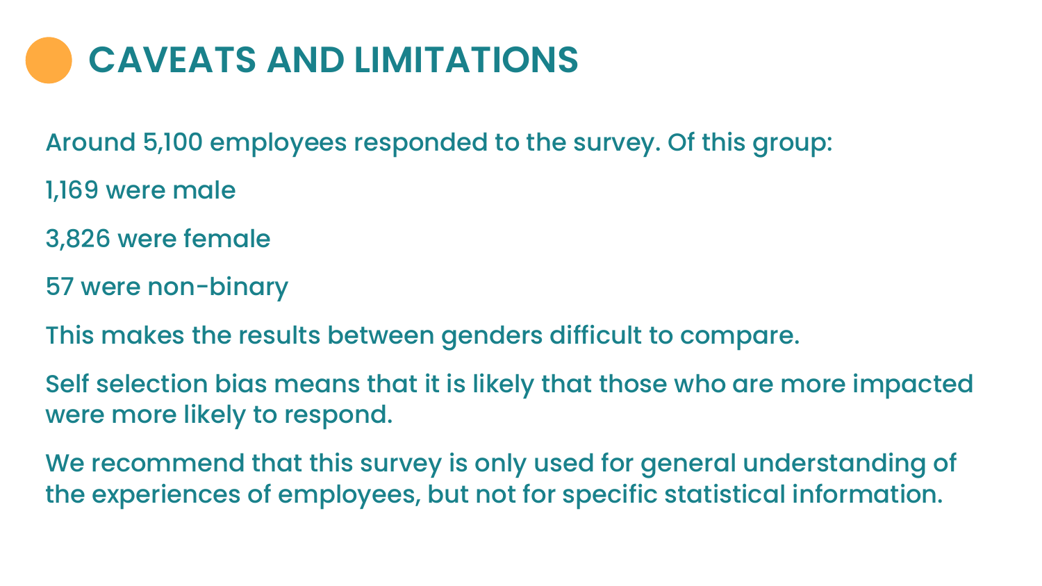# CAVEATS AND LIMITATIONS

Around 5,100 employees responded to the survey. Of this group:

1,169 were male

3,826 were female

57 were non-binary

This makes the results between genders difficult to compare.

Self selection bias means that it is likely that those who are more impacted were more likely to respond.

We recommend that this survey is only used for general understanding of the experiences of employees, but not for specific statistical information.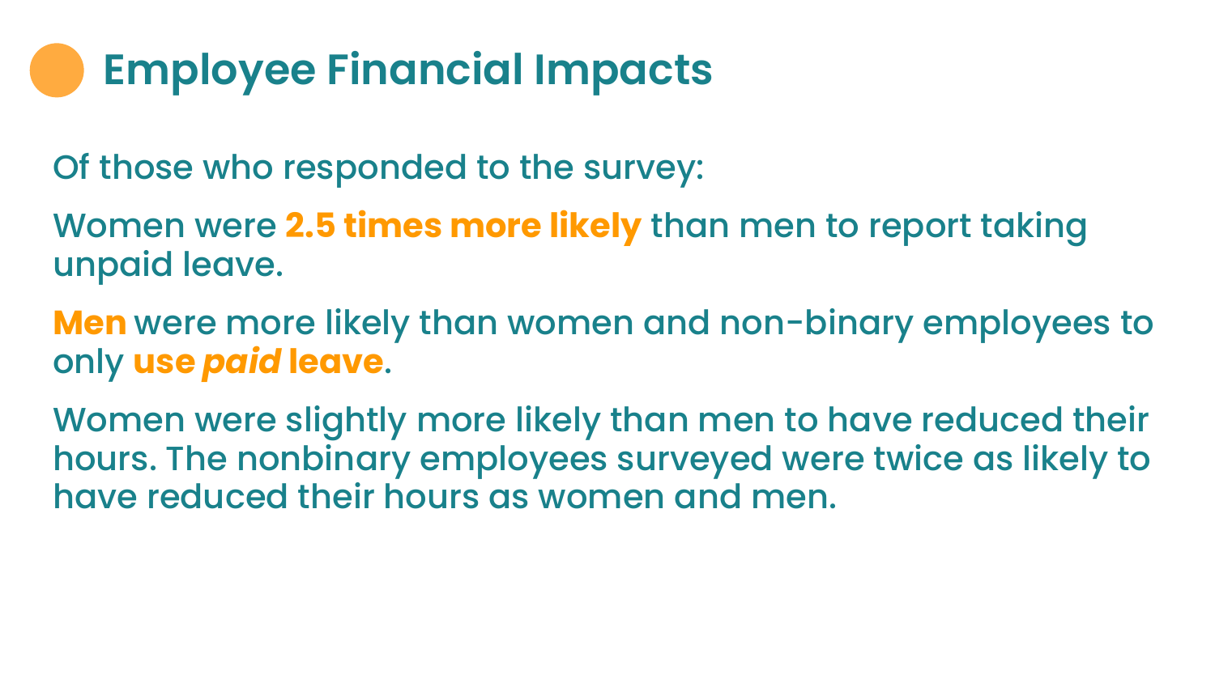# Employee Financial Impacts

Of those who responded to the survey:

Women were **2.5 times more likely** than men to report taking unpaid leave.

**Men** were more likely than women and non-binary employees to only **use *paid* leave**.

Women were slightly more likely than men to have reduced their hours. The nonbinary employees surveyed were twice as likely to have reduced their hours as women and men.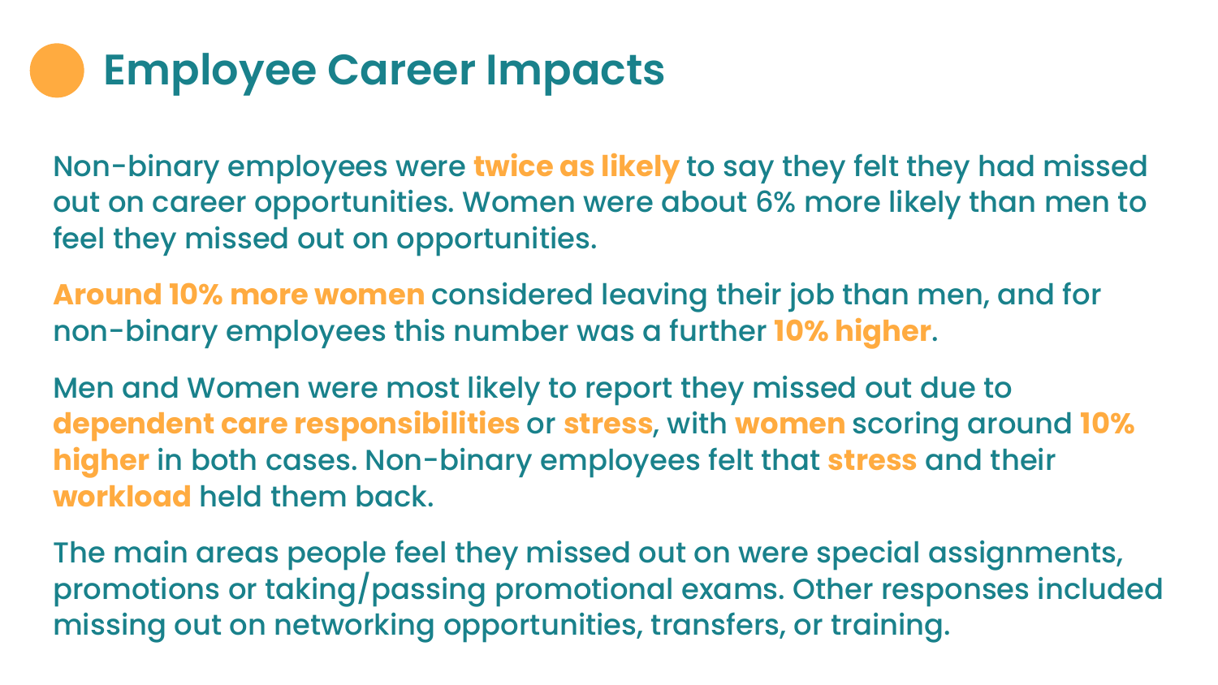# Employee Career Impacts

Non-binary employees were **twice as likely** to say they felt they had missed out on career opportunities. Women were about 6% more likely than men to feel they missed out on opportunities.

**Around 10% more women** considered leaving their job than men, and for non-binary employees this number was a further **10% higher**.

Men and Women were most likely to report they missed out due to **dependent care responsibilities** or **stress**, with **women** scoring around **10% higher** in both cases. Non-binary employees felt that **stress** and their **workload** held them back.

The main areas people feel they missed out on were special assignments, promotions or taking/passing promotional exams. Other responses included missing out on networking opportunities, transfers, or training.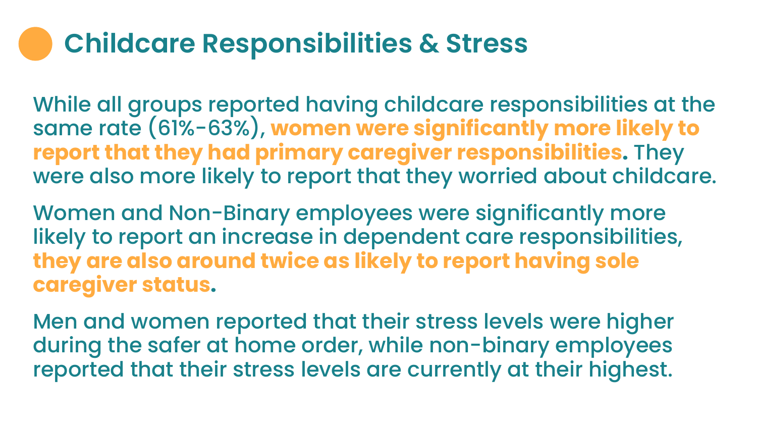## Childcare Responsibilities & Stress

While all groups reported having childcare responsibilities at the same rate (61%-63%), **women were significantly more likely to report that they had primary caregiver responsibilities**. They were also more likely to report that they worried about childcare.

Women and Non-Binary employees were significantly more likely to report an increase in dependent care responsibilities, **they are also around twice as likely to report having sole caregiver status**.

Men and women reported that their stress levels were higher during the safer at home order, while non-binary employees reported that their stress levels are currently at their highest.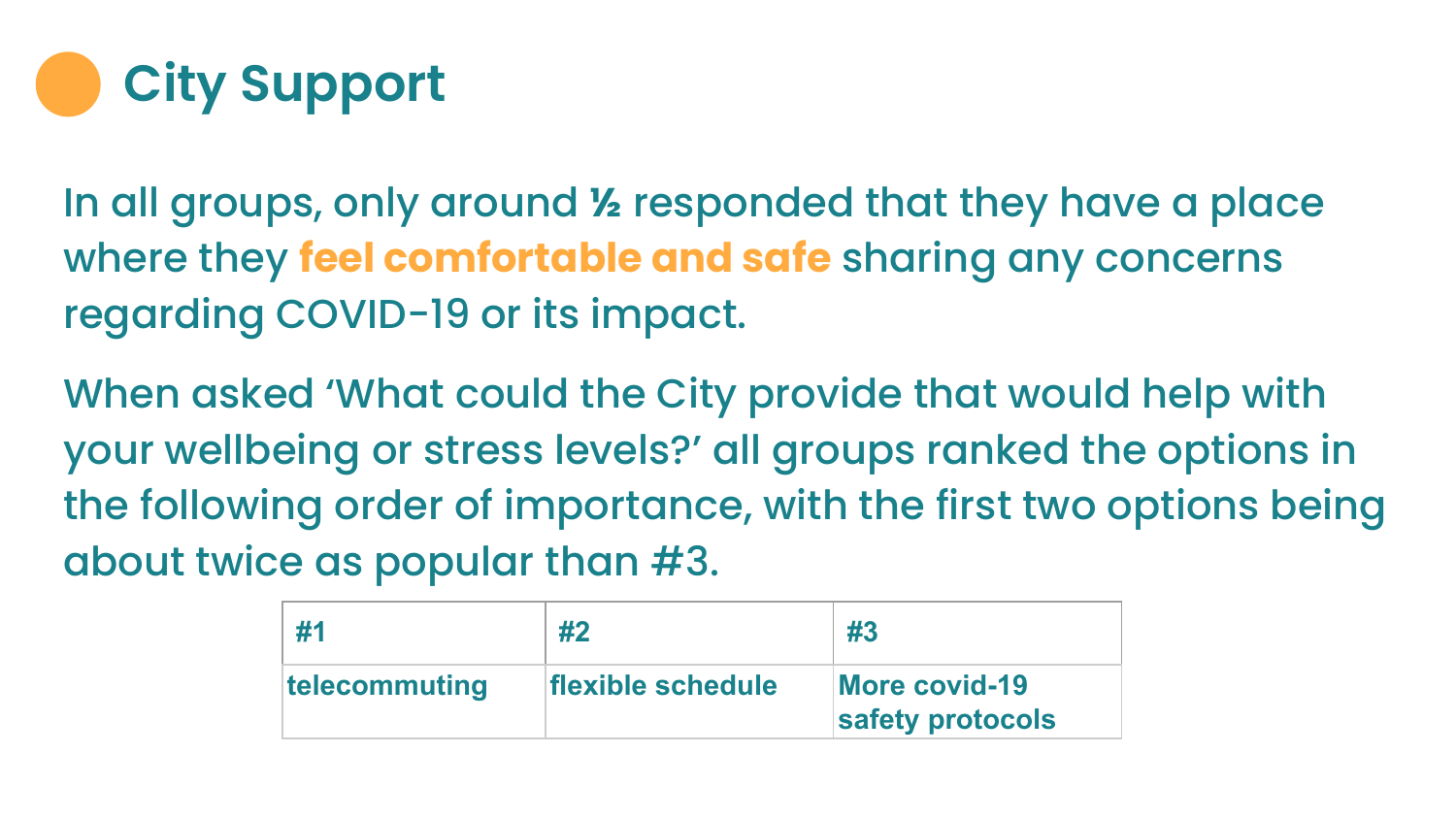# City Support

In all groups, only around ½ responded that they have a place where they **feel comfortable and safe** sharing any concerns regarding COVID-19 or its impact.

When asked 'What could the City provide that would help with your wellbeing or stress levels?' all groups ranked the options in the following order of importance, with the first two options being about twice as popular than #3.

| #1 | #2 | #3 |
| --- | --- | --- |
| telecommuting | flexible schedule | More covid-19 safety protocols |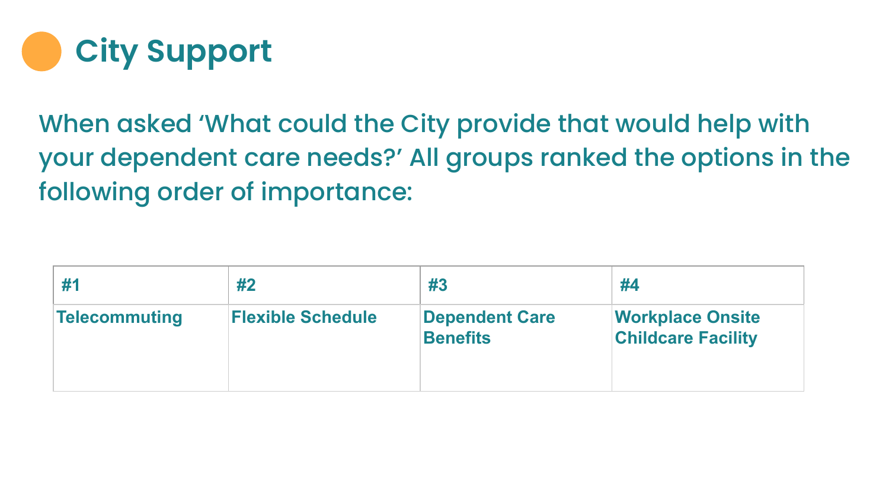# City Support

When asked 'What could the City provide that would help with your dependent care needs?' All groups ranked the options in the following order of importance:

| #1 | #2 | #3 | #4 |
|---|---|---|---|
| Telecommuting | Flexible Schedule | Dependent Care Benefits | Workplace Onsite Childcare Facility |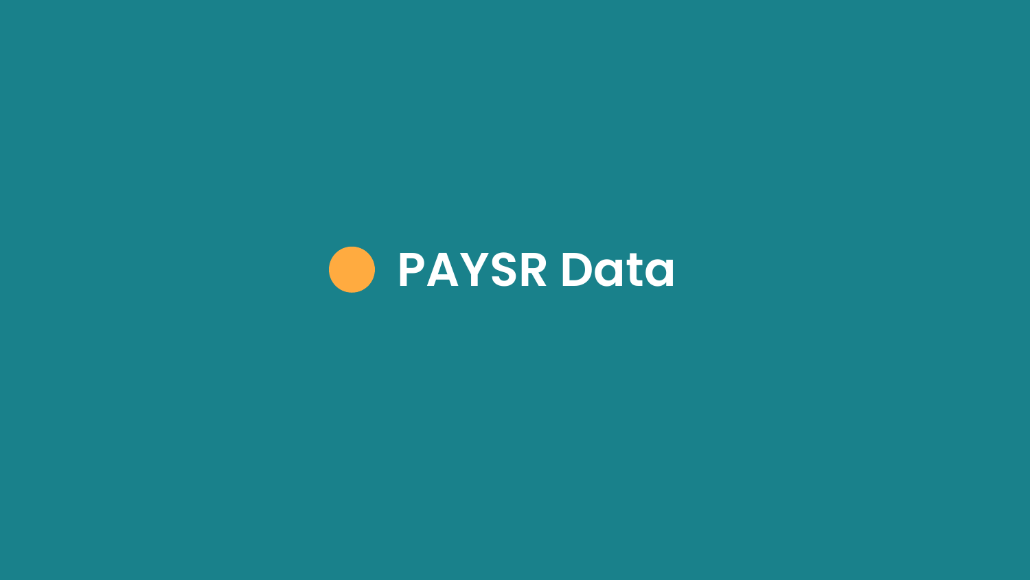# PAYSR Data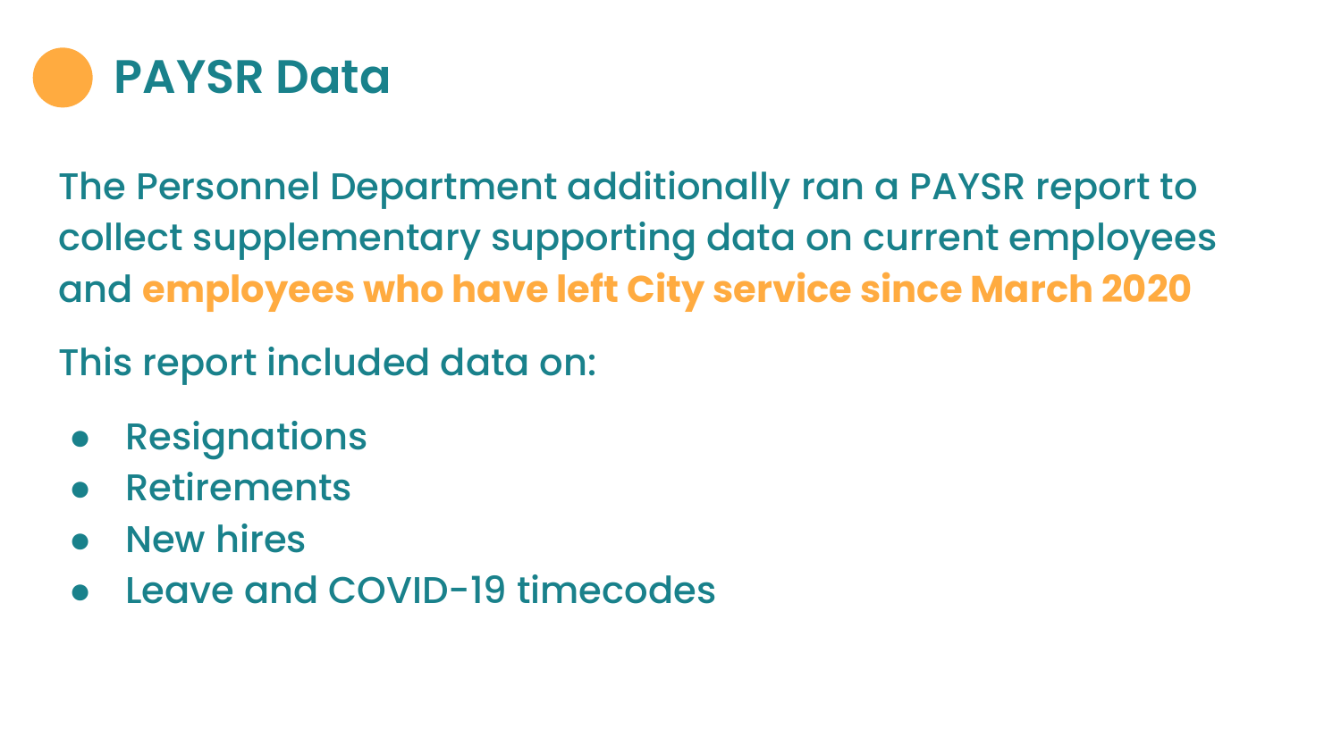# PAYSR Data

The Personnel Department additionally ran a PAYSR report to collect supplementary supporting data on current employees and **employees who have left City service since March 2020**

This report included data on:

- Resignations
- Retirements
- New hires
- Leave and COVID-19 timecodes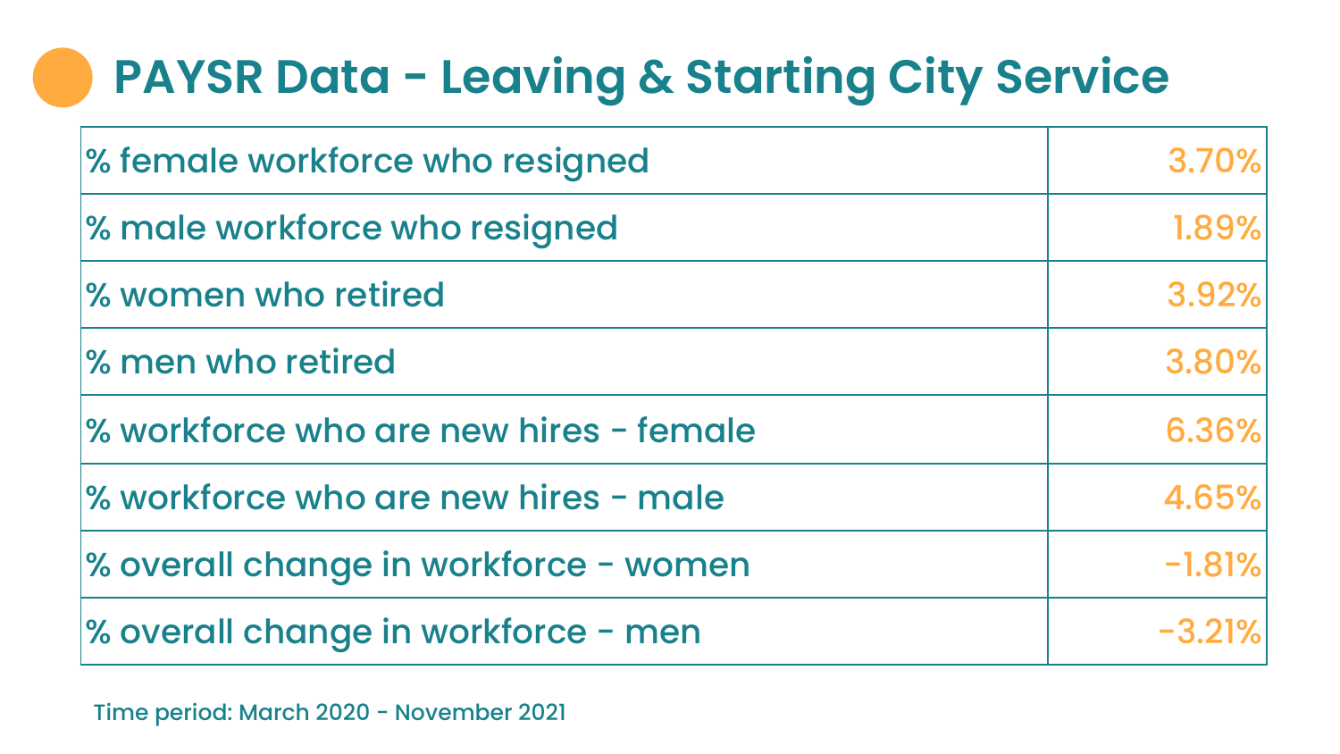# PAYSR Data - Leaving & Starting City Service

| | |
|---|---|
| % female workforce who resigned | 3.70% |
| % male workforce who resigned | 1.89% |
| % women who retired | 3.92% |
| % men who retired | 3.80% |
| % workforce who are new hires - female | 6.36% |
| % workforce who are new hires - male | 4.65% |
| % overall change in workforce - women | -1.81% |
| % overall change in workforce - men | -3.21% |

Time period: March 2020 - November 2021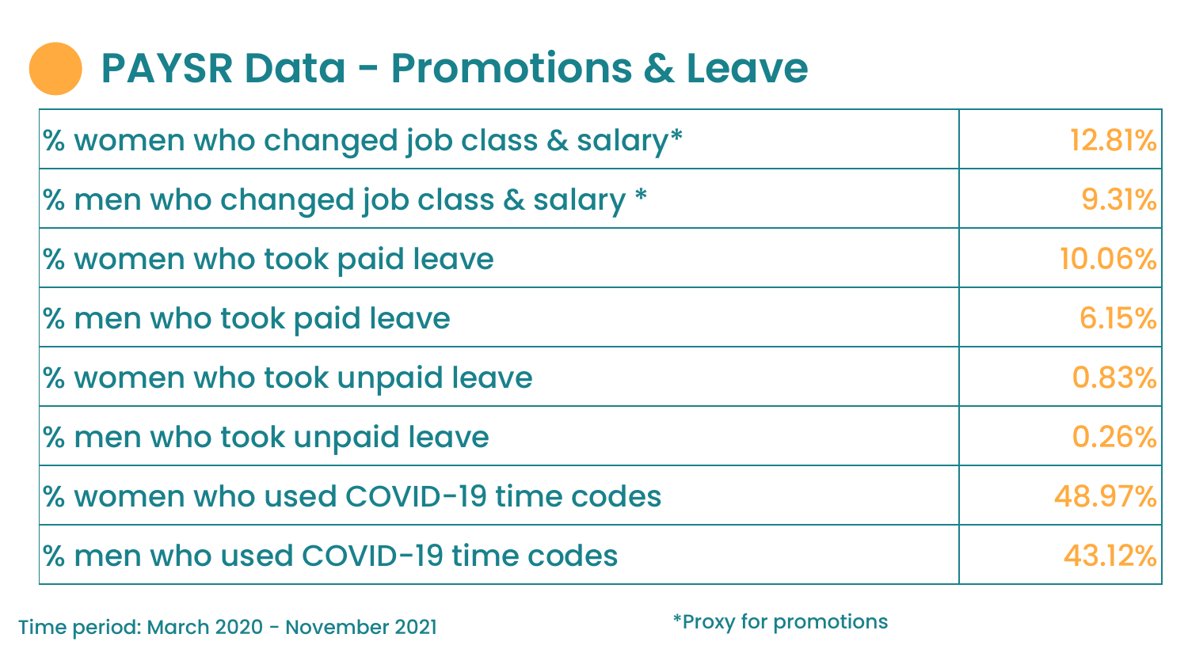# PAYSR Data - Promotions & Leave

| | |
|---|---|
| % women who changed job class & salary* | 12.81% |
| % men who changed job class & salary * | 9.31% |
| % women who took paid leave | 10.06% |
| % men who took paid leave | 6.15% |
| % women who took unpaid leave | 0.83% |
| % men who took unpaid leave | 0.26% |
| % women who used COVID-19 time codes | 48.97% |
| % men who used COVID-19 time codes | 43.12% |

Time period: March 2020 - November 2021

*Proxy for promotions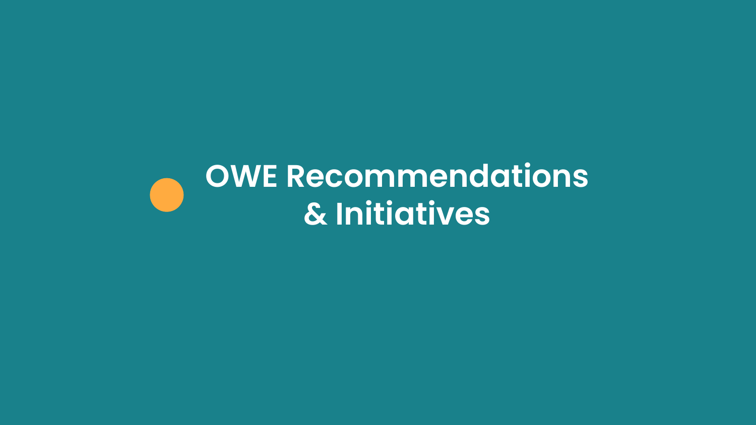# OWE Recommendations & Initiatives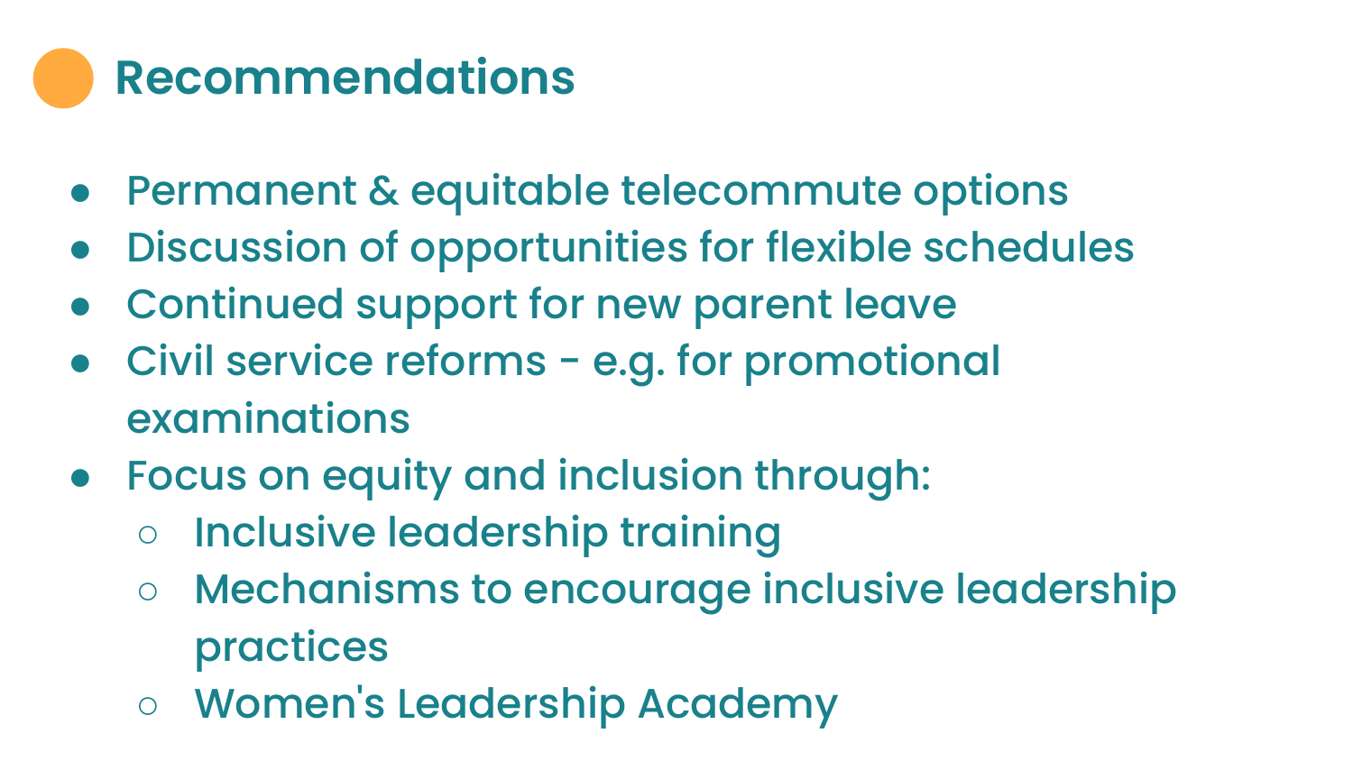# Recommendations

- Permanent & equitable telecommute options
- Discussion of opportunities for flexible schedules
- Continued support for new parent leave
- Civil service reforms - e.g. for promotional examinations
- Focus on equity and inclusion through:
  - Inclusive leadership training
  - Mechanisms to encourage inclusive leadership practices
  - Women's Leadership Academy